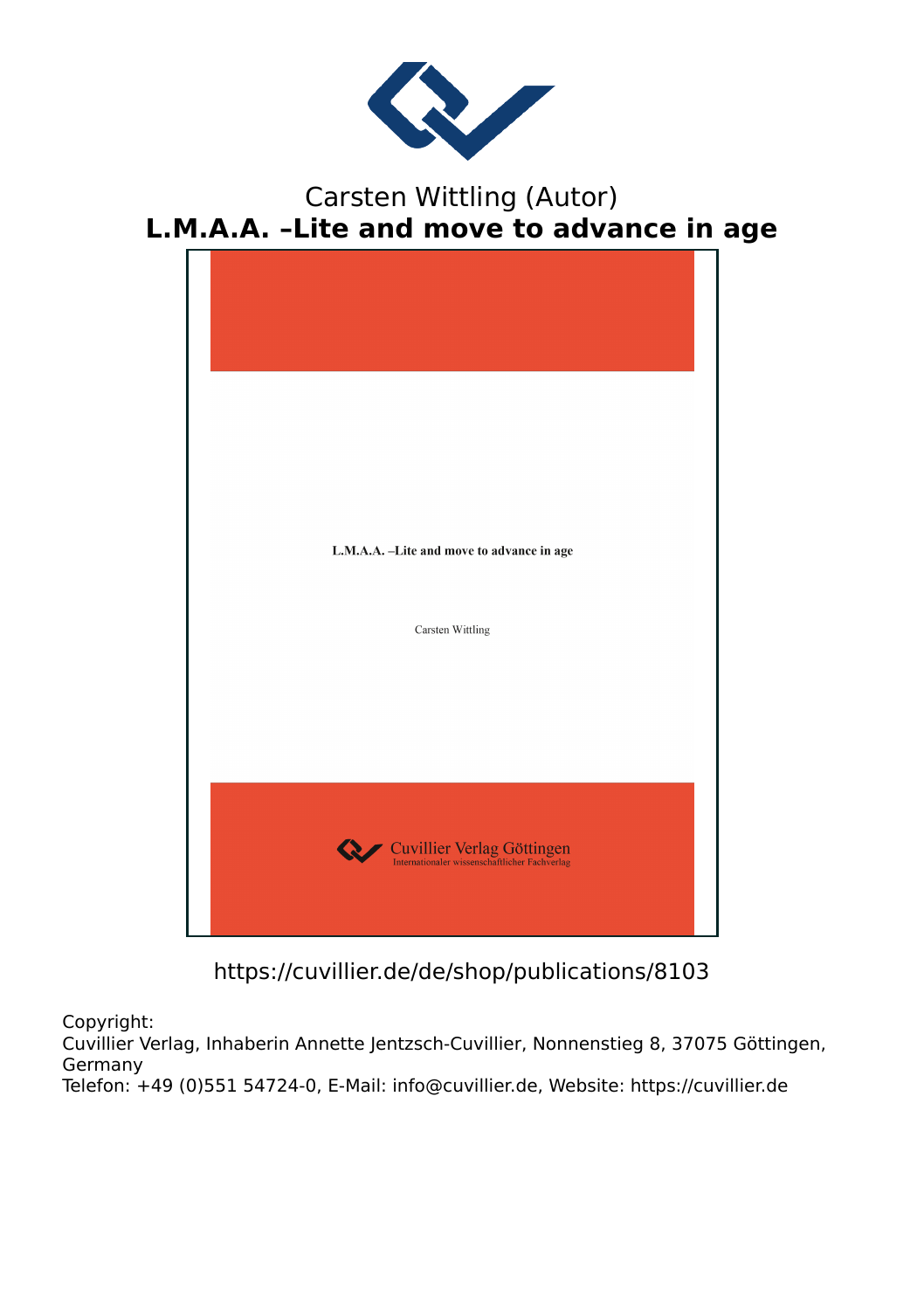Carsten Wittling (Autor)

# L.M.A.A. –Lite and move to advance in age

L.M.A.A. –Lite and move to advance in age

Carsten Wittling

Cuvillier Verlag Göttingen
Internationaler wissenschaftlicher Fachverlag

https://cuvillier.de/de/shop/publications/8103

Copyright:
Cuvillier Verlag, Inhaberin Annette Jentzsch-Cuvillier, Nonnenstieg 8, 37075 Göttingen, Germany
Telefon: +49 (0)551 54724-0, E-Mail: info@cuvillier.de, Website: https://cuvillier.de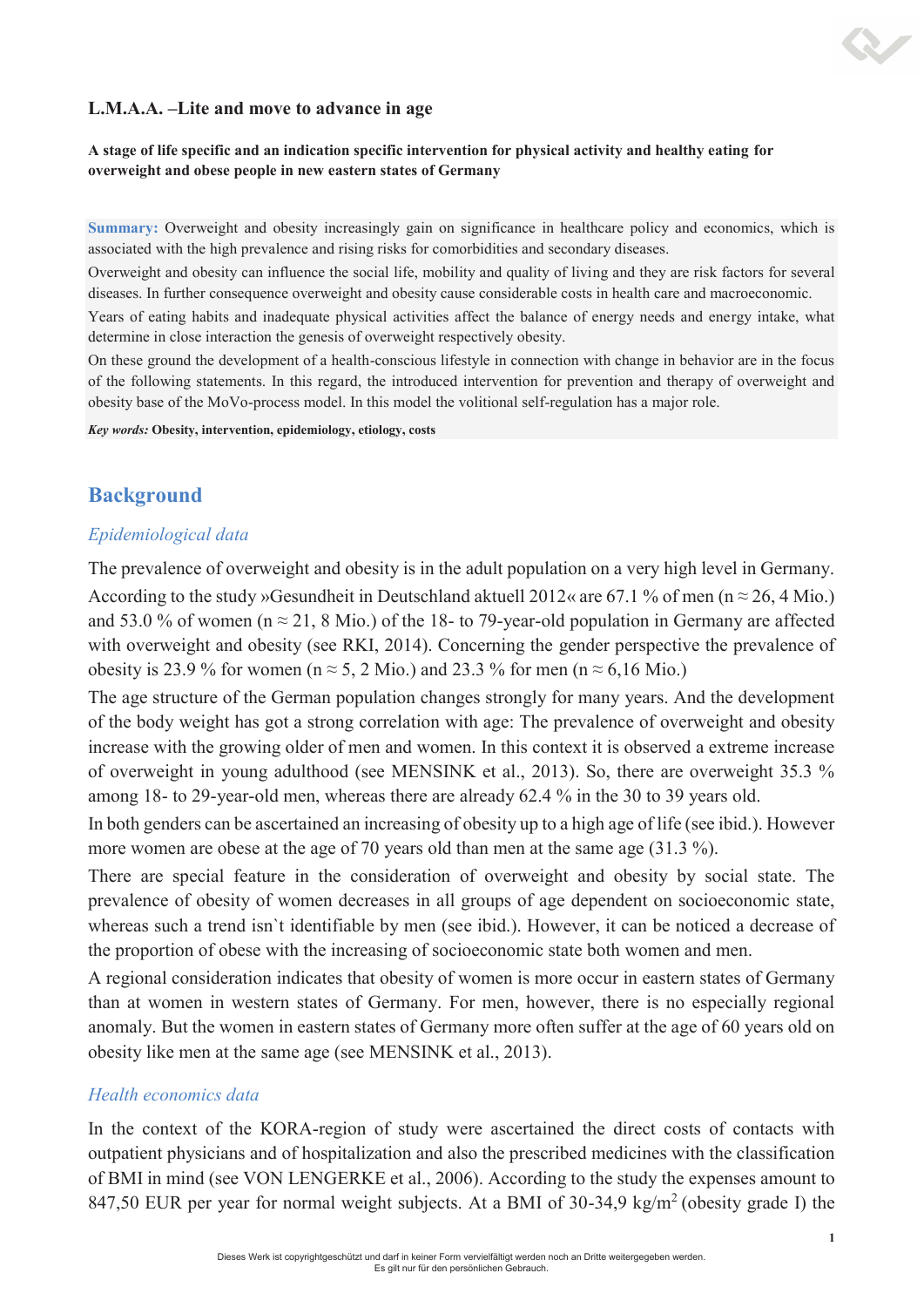**L.M.A.A. –Lite and move to advance in age**

**A stage of life specific and an indication specific intervention for physical activity and healthy eating for overweight and obese people in new eastern states of Germany**

**Summary:** Overweight and obesity increasingly gain on significance in healthcare policy and economics, which is associated with the high prevalence and rising risks for comorbidities and secondary diseases.

Overweight and obesity can influence the social life, mobility and quality of living and they are risk factors for several diseases. In further consequence overweight and obesity cause considerable costs in health care and macroeconomic.

Years of eating habits and inadequate physical activities affect the balance of energy needs and energy intake, what determine in close interaction the genesis of overweight respectively obesity.

On these ground the development of a health-conscious lifestyle in connection with change in behavior are in the focus of the following statements. In this regard, the introduced intervention for prevention and therapy of overweight and obesity base of the MoVo-process model. In this model the volitional self-regulation has a major role.

***Key words:*** **Obesity, intervention, epidemiology, etiology, costs**

## Background

### *Epidemiological data*

The prevalence of overweight and obesity is in the adult population on a very high level in Germany. According to the study »Gesundheit in Deutschland aktuell 2012« are 67.1 % of men (n ≈ 26, 4 Mio.) and 53.0 % of women (n ≈ 21, 8 Mio.) of the 18- to 79-year-old population in Germany are affected with overweight and obesity (see RKI, 2014). Concerning the gender perspective the prevalence of obesity is 23.9 % for women (n ≈ 5, 2 Mio.) and 23.3 % for men (n ≈ 6,16 Mio.)

The age structure of the German population changes strongly for many years. And the development of the body weight has got a strong correlation with age: The prevalence of overweight and obesity increase with the growing older of men and women. In this context it is observed a extreme increase of overweight in young adulthood (see MENSINK et al., 2013). So, there are overweight 35.3 % among 18- to 29-year-old men, whereas there are already 62.4 % in the 30 to 39 years old.

In both genders can be ascertained an increasing of obesity up to a high age of life (see ibid.). However more women are obese at the age of 70 years old than men at the same age (31.3 %).

There are special feature in the consideration of overweight and obesity by social state. The prevalence of obesity of women decreases in all groups of age dependent on socioeconomic state, whereas such a trend isn`t identifiable by men (see ibid.). However, it can be noticed a decrease of the proportion of obese with the increasing of socioeconomic state both women and men.

A regional consideration indicates that obesity of women is more occur in eastern states of Germany than at women in western states of Germany. For men, however, there is no especially regional anomaly. But the women in eastern states of Germany more often suffer at the age of 60 years old on obesity like men at the same age (see MENSINK et al., 2013).

### *Health economics data*

In the context of the KORA-region of study were ascertained the direct costs of contacts with outpatient physicians and of hospitalization and also the prescribed medicines with the classification of BMI in mind (see VON LENGERKE et al., 2006). According to the study the expenses amount to 847,50 EUR per year for normal weight subjects. At a BMI of 30-34,9 kg/m$^2$ (obesity grade I) the